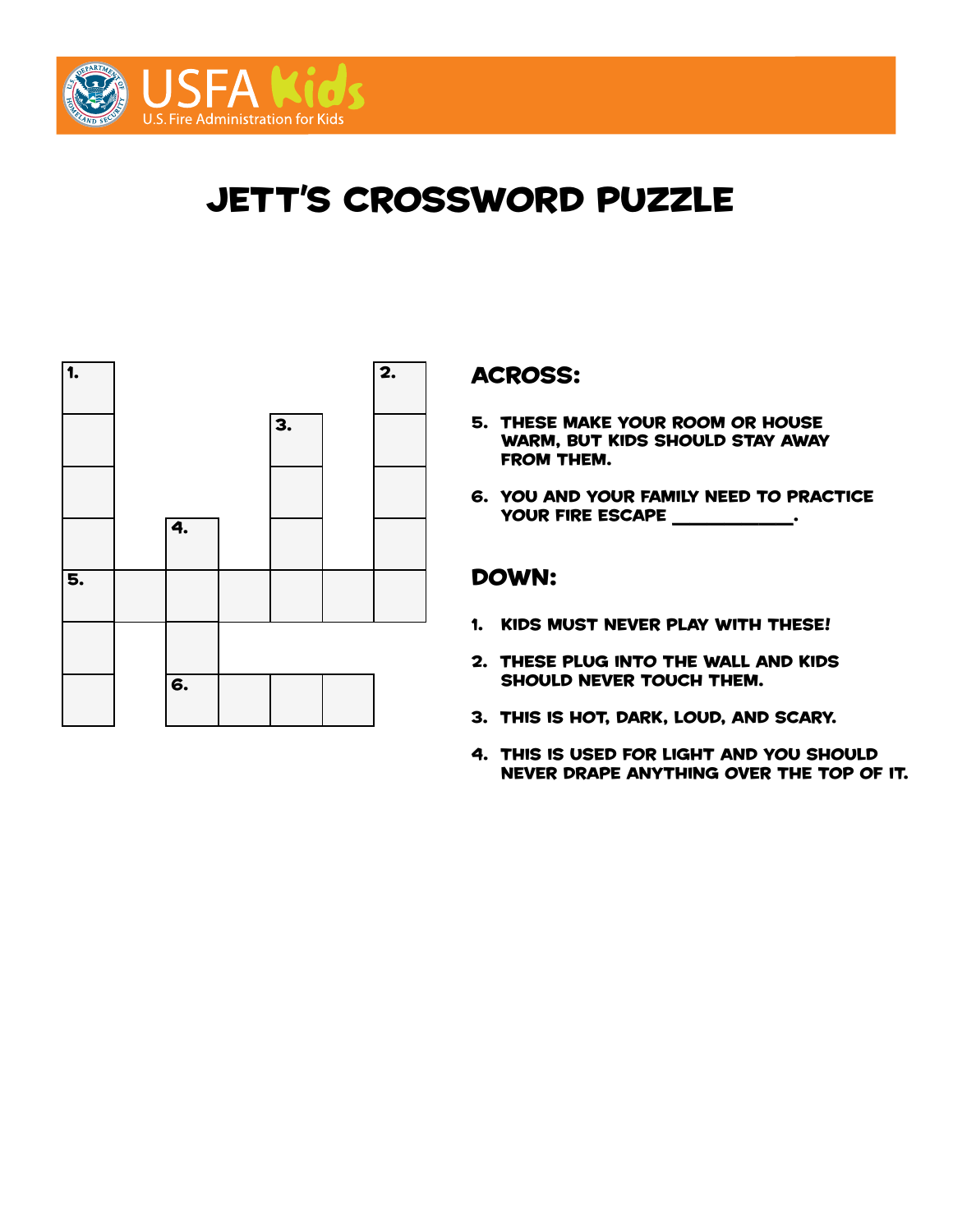USFA Kids

U.S. Fire Administration for Kids

# JETT'S CROSSWORD PUZZLE

| 1. | | | | | 2. |
|---|---|---|---|---|---|

## ACROSS:

5. THESE MAKE YOUR ROOM OR HOUSE WARM, BUT KIDS SHOULD STAY AWAY FROM THEM.

6. YOU AND YOUR FAMILY NEED TO PRACTICE YOUR FIRE ESCAPE __________.

## DOWN:

1. KIDS MUST NEVER PLAY WITH THESE!

2. THESE PLUG INTO THE WALL AND KIDS SHOULD NEVER TOUCH THEM.

3. THIS IS HOT, DARK, LOUD, AND SCARY.

4. THIS IS USED FOR LIGHT AND YOU SHOULD NEVER DRAPE ANYTHING OVER THE TOP OF IT.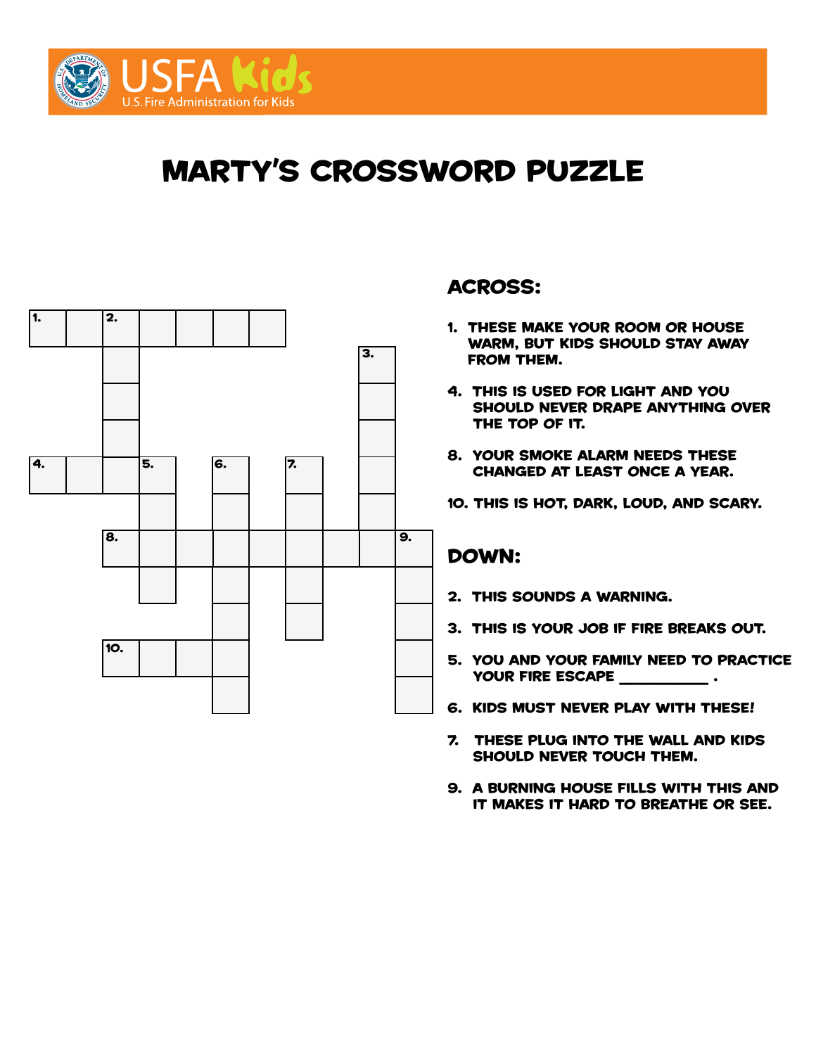USFA Kids

U.S. Fire Administration for Kids

# MARTY'S CROSSWORD PUZZLE

## ACROSS:

1. THESE MAKE YOUR ROOM OR HOUSE WARM, BUT KIDS SHOULD STAY AWAY FROM THEM.
4. THIS IS USED FOR LIGHT AND YOU SHOULD NEVER DRAPE ANYTHING OVER THE TOP OF IT.
8. YOUR SMOKE ALARM NEEDS THESE CHANGED AT LEAST ONCE A YEAR.
10. THIS IS HOT, DARK, LOUD, AND SCARY.

## DOWN:

2. THIS SOUNDS A WARNING.
3. THIS IS YOUR JOB IF FIRE BREAKS OUT.
5. YOU AND YOUR FAMILY NEED TO PRACTICE YOUR FIRE ESCAPE __________ .
6. KIDS MUST NEVER PLAY WITH THESE!
7. THESE PLUG INTO THE WALL AND KIDS SHOULD NEVER TOUCH THEM.
9. A BURNING HOUSE FILLS WITH THIS AND IT MAKES IT HARD TO BREATHE OR SEE.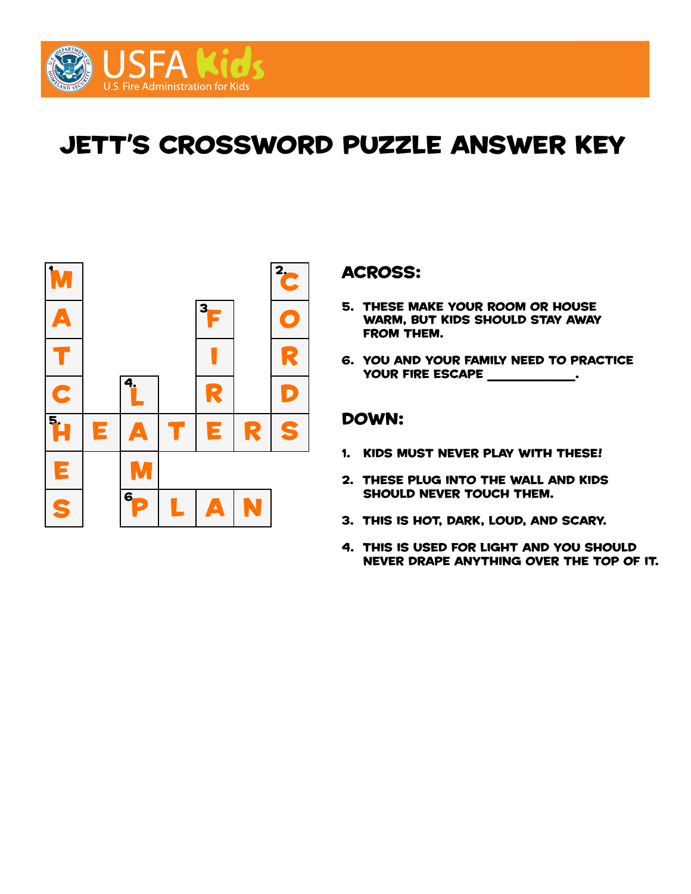# JETT'S CROSSWORD PUZZLE ANSWER KEY

| | | | | | | |
|---|---|---|---|---|---|---|
| 1. M | | | | | | 2. C |
| A | | | | 3 F | | O |
| T | | | | I | | R |
| C | | 4. L | | R | | D |
| 5. H | E | A | T | E | R | S |
| E | | M | | | | |
| S | | 6 P | L | A | N | |

## ACROSS:

5. THESE MAKE YOUR ROOM OR HOUSE WARM, BUT KIDS SHOULD STAY AWAY FROM THEM.

6. YOU AND YOUR FAMILY NEED TO PRACTICE YOUR FIRE ESCAPE ___________.

## DOWN:

1. KIDS MUST NEVER PLAY WITH THESE!

2. THESE PLUG INTO THE WALL AND KIDS SHOULD NEVER TOUCH THEM.

3. THIS IS HOT, DARK, LOUD, AND SCARY.

4. THIS IS USED FOR LIGHT AND YOU SHOULD NEVER DRAPE ANYTHING OVER THE TOP OF IT.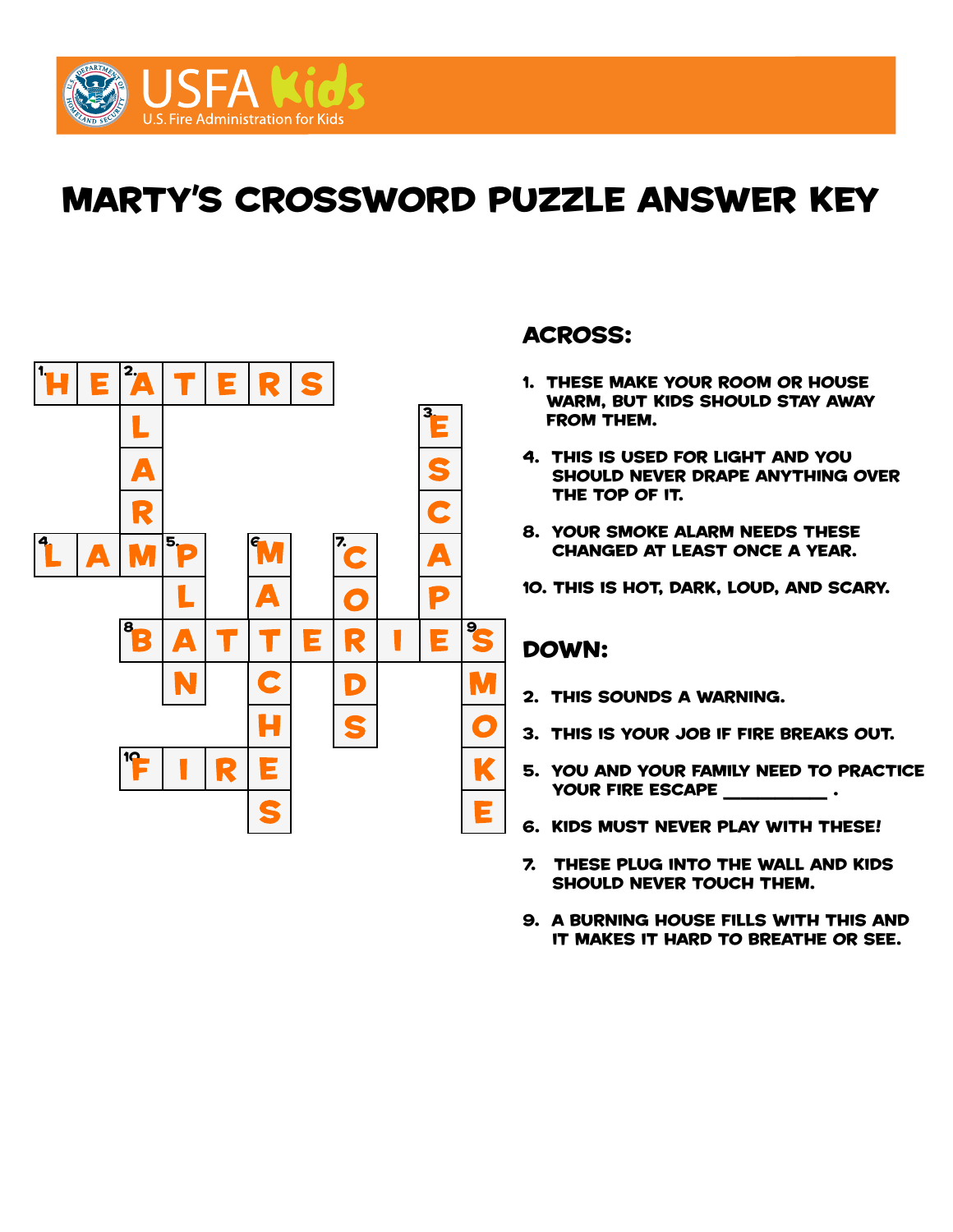USFA Kids
U.S. Fire Administration for Kids

# MARTY'S CROSSWORD PUZZLE ANSWER KEY

1. HEATERS
2. ALARM
3. ESCAPE
4. LAMP
5. PLAN
6. MATCHES
7. CORDS
8. BATTERIES
9. SMOKE
10. FIRE

## ACROSS:

1. THESE MAKE YOUR ROOM OR HOUSE WARM, BUT KIDS SHOULD STAY AWAY FROM THEM.
4. THIS IS USED FOR LIGHT AND YOU SHOULD NEVER DRAPE ANYTHING OVER THE TOP OF IT.
8. YOUR SMOKE ALARM NEEDS THESE CHANGED AT LEAST ONCE A YEAR.
10. THIS IS HOT, DARK, LOUD, AND SCARY.

## DOWN:

2. THIS SOUNDS A WARNING.
3. THIS IS YOUR JOB IF FIRE BREAKS OUT.
5. YOU AND YOUR FAMILY NEED TO PRACTICE YOUR FIRE ESCAPE __________ .
6. KIDS MUST NEVER PLAY WITH THESE!
7. THESE PLUG INTO THE WALL AND KIDS SHOULD NEVER TOUCH THEM.
9. A BURNING HOUSE FILLS WITH THIS AND IT MAKES IT HARD TO BREATHE OR SEE.